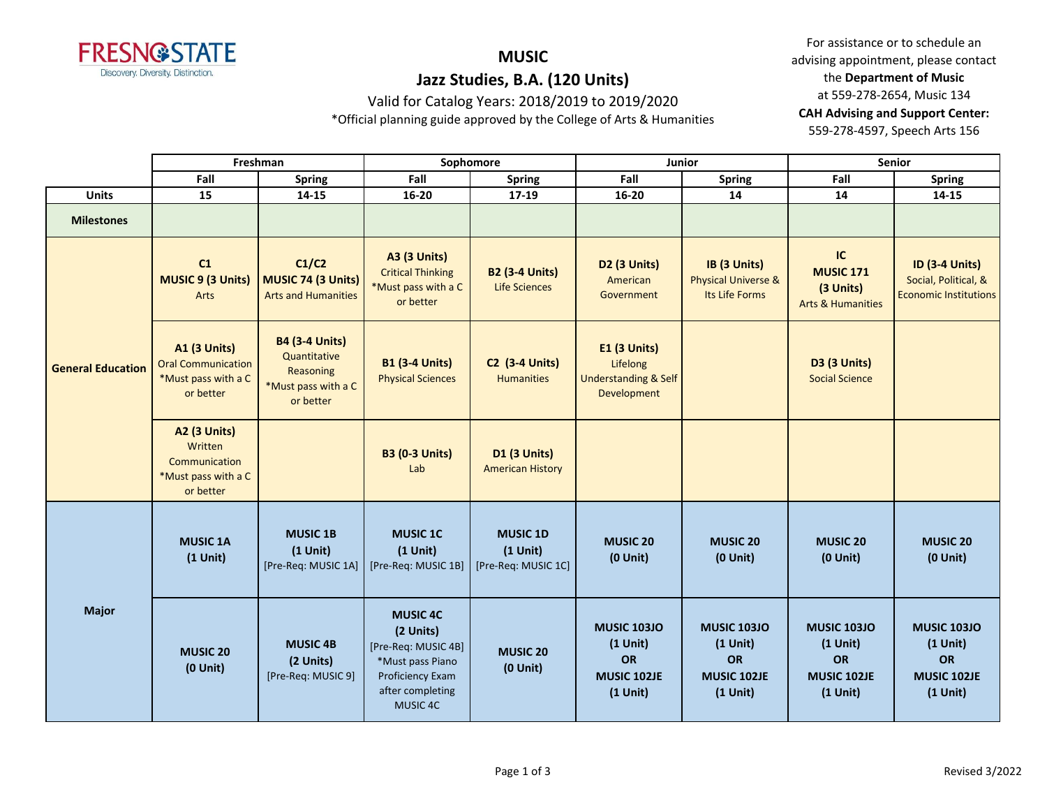# MUSIC

## Jazz Studies, B.A. (120 Units)

Valid for Catalog Years: 2018/2019 to 2019/2020

*Official planning guide approved by the College of Arts & Humanities

For assistance or to schedule an advising appointment, please contact the **Department of Music** at 559-278-2654, Music 134

**CAH Advising and Support Center:** 559-278-4597, Speech Arts 156

| | Freshman | | Sophomore | | Junior | | Senior | |
|---|---|---|---|---|---|---|---|---|
| | Fall | Spring | Fall | Spring | Fall | Spring | Fall | Spring |
| **Units** | 15 | 14-15 | 16-20 | 17-19 | 16-20 | 14 | 14 | 14-15 |
| **Milestones** | | | | | | | | |
| **General Education** | **C1** **MUSIC 9 (3 Units)** Arts | **C1/C2** **MUSIC 74 (3 Units)** Arts and Humanities | **A3 (3 Units)** Critical Thinking *Must pass with a C or better | **B2 (3-4 Units)** Life Sciences | **D2 (3 Units)** American Government | **IB (3 Units)** Physical Universe & Its Life Forms | **IC** **MUSIC 171** **(3 Units)** Arts & Humanities | **ID (3-4 Units)** Social, Political, & Economic Institutions |
| | **A1 (3 Units)** Oral Communication *Must pass with a C or better | **B4 (3-4 Units)** Quantitative Reasoning *Must pass with a C or better | **B1 (3-4 Units)** Physical Sciences | **C2 (3-4 Units)** Humanities | **E1 (3 Units)** Lifelong Understanding & Self Development | | **D3 (3 Units)** Social Science | |
| | **A2 (3 Units)** Written Communication *Must pass with a C or better | | **B3 (0-3 Units)** Lab | **D1 (3 Units)** American History | | | | |
| **Major** | **MUSIC 1A** **(1 Unit)** | **MUSIC 1B** **(1 Unit)** [Pre-Req: MUSIC 1A] | **MUSIC 1C** **(1 Unit)** [Pre-Req: MUSIC 1B] | **MUSIC 1D** **(1 Unit)** [Pre-Req: MUSIC 1C] | **MUSIC 20** **(0 Unit)** | **MUSIC 20** **(0 Unit)** | **MUSIC 20** **(0 Unit)** | **MUSIC 20** **(0 Unit)** |
| | **MUSIC 20** **(0 Unit)** | **MUSIC 4B** **(2 Units)** [Pre-Req: MUSIC 9] | **MUSIC 4C** **(2 Units)** [Pre-Req: MUSIC 4B] *Must pass Piano Proficiency Exam after completing MUSIC 4C | **MUSIC 20** **(0 Unit)** | **MUSIC 103JO** **(1 Unit)** **OR** **MUSIC 102JE** **(1 Unit)** | **MUSIC 103JO** **(1 Unit)** **OR** **MUSIC 102JE** **(1 Unit)** | **MUSIC 103JO** **(1 Unit)** **OR** **MUSIC 102JE** **(1 Unit)** | **MUSIC 103JO** **(1 Unit)** **OR** **MUSIC 102JE** **(1 Unit)** |

Revised 3/2022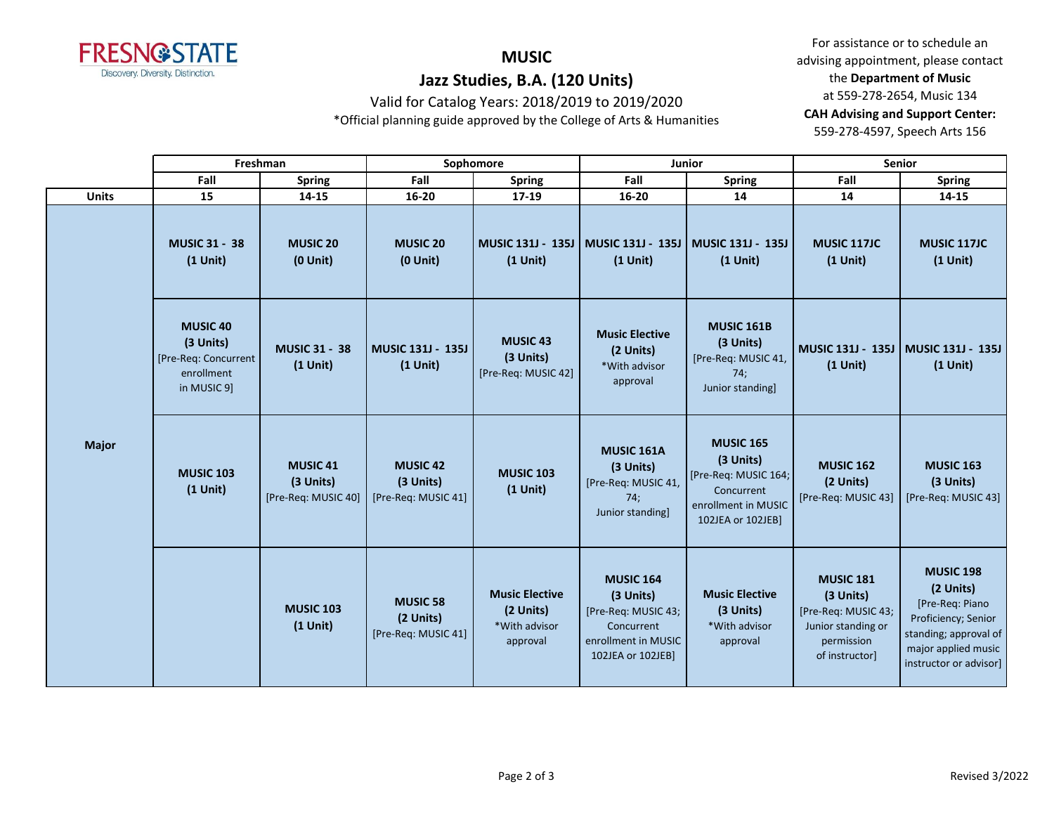# MUSIC

## Jazz Studies, B.A. (120 Units)

Valid for Catalog Years: 2018/2019 to 2019/2020

*Official planning guide approved by the College of Arts & Humanities

For assistance or to schedule an advising appointment, please contact the **Department of Music** at 559-278-2654, Music 134

**CAH Advising and Support Center:** 559-278-4597, Speech Arts 156

| | Freshman | | Sophomore | | Junior | | Senior | |
|---|---|---|---|---|---|---|---|---|
| | Fall | Spring | Fall | Spring | Fall | Spring | Fall | Spring |
| **Units** | 15 | 14-15 | 16-20 | 17-19 | 16-20 | 14 | 14 | 14-15 |
| **Major** | **MUSIC 31 - 38 (1 Unit)** | **MUSIC 20 (0 Unit)** | **MUSIC 20 (0 Unit)** | **MUSIC 131J - 135J (1 Unit)** | **MUSIC 131J - 135J (1 Unit)** | **MUSIC 131J - 135J (1 Unit)** | **MUSIC 117JC (1 Unit)** | **MUSIC 117JC (1 Unit)** |
| | **MUSIC 40 (3 Units)** [Pre-Req: Concurrent enrollment in MUSIC 9] | **MUSIC 31 - 38 (1 Unit)** | **MUSIC 131J - 135J (1 Unit)** | **MUSIC 43 (3 Units)** [Pre-Req: MUSIC 42] | **Music Elective (2 Units)** *With advisor approval | **MUSIC 161B (3 Units)** [Pre-Req: MUSIC 41, 74; Junior standing] | **MUSIC 131J - 135J (1 Unit)** | **MUSIC 131J - 135J (1 Unit)** |
| | **MUSIC 103 (1 Unit)** | **MUSIC 41 (3 Units)** [Pre-Req: MUSIC 40] | **MUSIC 42 (3 Units)** [Pre-Req: MUSIC 41] | **MUSIC 103 (1 Unit)** | **MUSIC 161A (3 Units)** [Pre-Req: MUSIC 41, 74; Junior standing] | **MUSIC 165 (3 Units)** [Pre-Req: MUSIC 164; Concurrent enrollment in MUSIC 102JEA or 102JEB] | **MUSIC 162 (2 Units)** [Pre-Req: MUSIC 43] | **MUSIC 163 (3 Units)** [Pre-Req: MUSIC 43] |
| | | **MUSIC 103 (1 Unit)** | **MUSIC 58 (2 Units)** [Pre-Req: MUSIC 41] | **Music Elective (2 Units)** *With advisor approval | **MUSIC 164 (3 Units)** [Pre-Req: MUSIC 43; Concurrent enrollment in MUSIC 102JEA or 102JEB] | **Music Elective (3 Units)** *With advisor approval | **MUSIC 181 (3 Units)** [Pre-Req: MUSIC 43; Junior standing or permission of instructor] | **MUSIC 198 (2 Units)** [Pre-Req: Piano Proficiency; Senior standing; approval of major applied music instructor or advisor] |

Revised 3/2022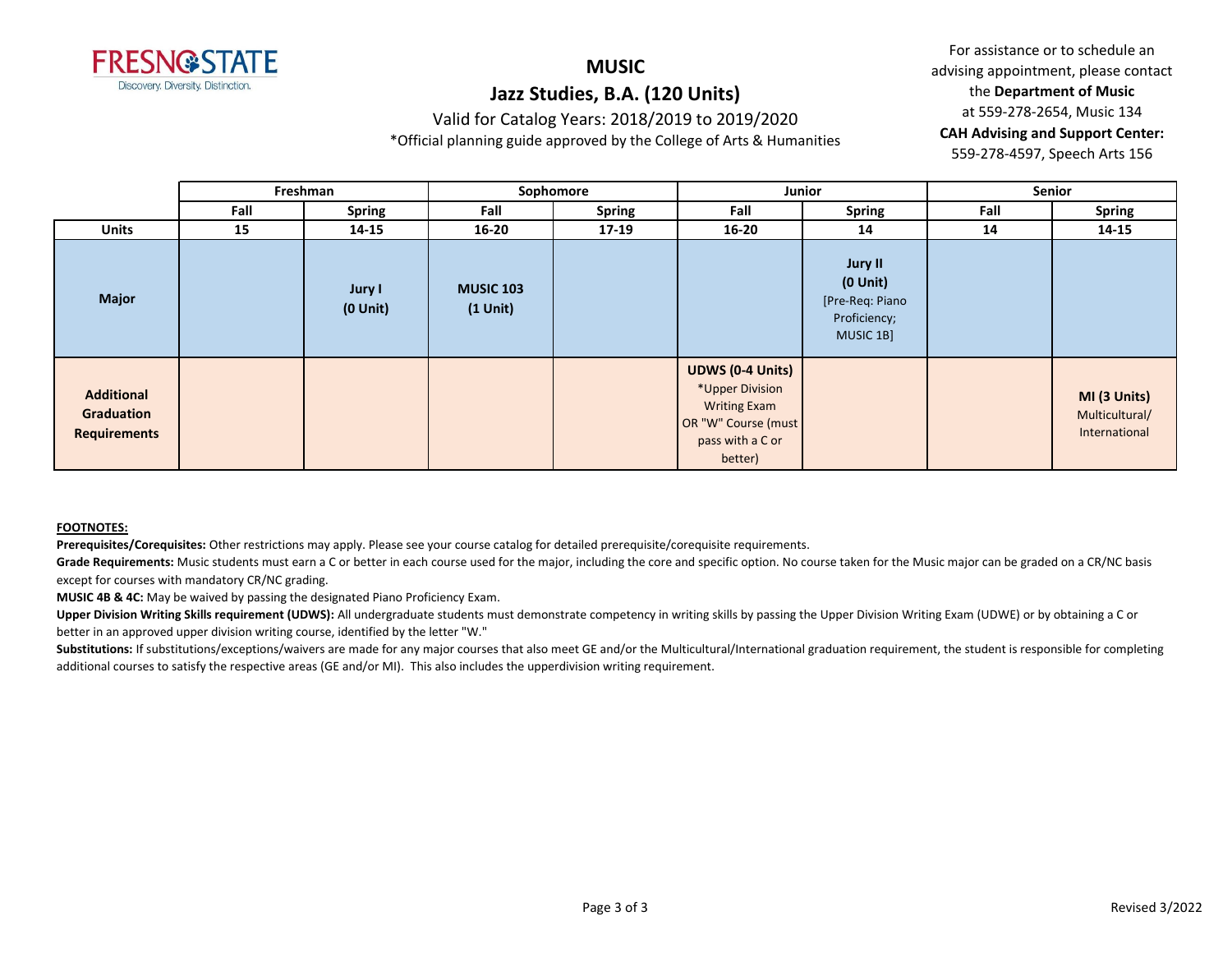# MUSIC

## Jazz Studies, B.A. (120 Units)

Valid for Catalog Years: 2018/2019 to 2019/2020

*Official planning guide approved by the College of Arts & Humanities

For assistance or to schedule an advising appointment, please contact the **Department of Music** at 559-278-2654, Music 134

**CAH Advising and Support Center:** 559-278-4597, Speech Arts 156

| | Freshman | | Sophomore | | Junior | | Senior | |
|---|---|---|---|---|---|---|---|---|
| | Fall | Spring | Fall | Spring | Fall | Spring | Fall | Spring |
| **Units** | 15 | 14-15 | 16-20 | 17-19 | 16-20 | 14 | 14 | 14-15 |
| **Major** | | **Jury I (0 Unit)** | **MUSIC 103 (1 Unit)** | | | **Jury II (0 Unit)** [Pre-Req: Piano Proficiency; MUSIC 1B] | | |
| **Additional Graduation Requirements** | | | | | **UDWS (0-4 Units)** *Upper Division Writing Exam OR "W" Course (must pass with a C or better) | | | **MI (3 Units)** Multicultural/ International |

**FOOTNOTES:**

**Prerequisites/Corequisites:** Other restrictions may apply. Please see your course catalog for detailed prerequisite/corequisite requirements.

**Grade Requirements:** Music students must earn a C or better in each course used for the major, including the core and specific option. No course taken for the Music major can be graded on a CR/NC basis except for courses with mandatory CR/NC grading.

**MUSIC 4B & 4C:** May be waived by passing the designated Piano Proficiency Exam.

**Upper Division Writing Skills requirement (UDWS):** All undergraduate students must demonstrate competency in writing skills by passing the Upper Division Writing Exam (UDWE) or by obtaining a C or better in an approved upper division writing course, identified by the letter "W."

**Substitutions:** If substitutions/exceptions/waivers are made for any major courses that also meet GE and/or the Multicultural/International graduation requirement, the student is responsible for completing additional courses to satisfy the respective areas (GE and/or MI). This also includes the upperdivision writing requirement.

Revised 3/2022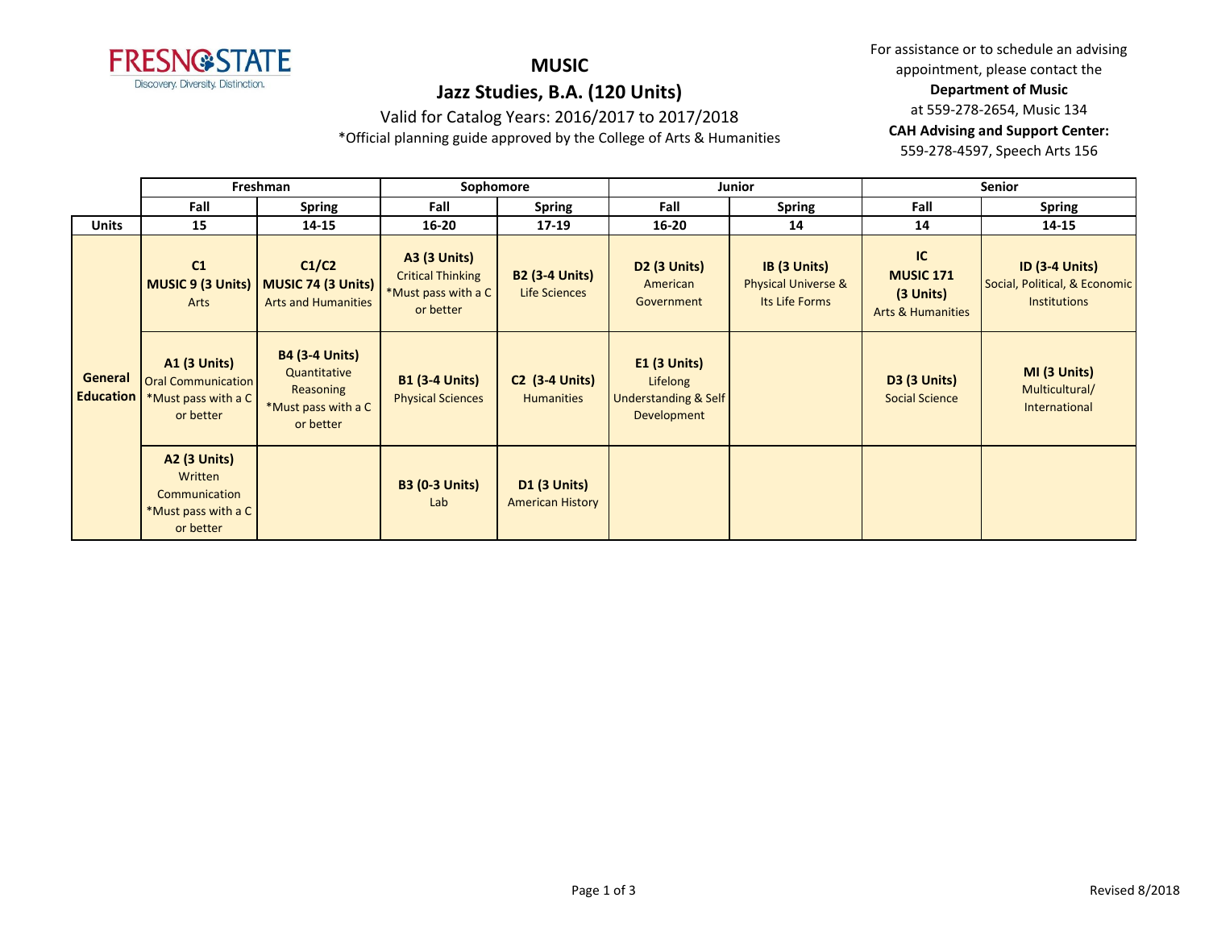# MUSIC

## Jazz Studies, B.A. (120 Units)

Valid for Catalog Years: 2016/2017 to 2017/2018

*Official planning guide approved by the College of Arts & Humanities

For assistance or to schedule an advising appointment, please contact the **Department of Music** at 559-278-2654, Music 134

**CAH Advising and Support Center:** 559-278-4597, Speech Arts 156

| | Freshman | | Sophomore | | Junior | | Senior | |
|---|---|---|---|---|---|---|---|---|
| | **Fall** | **Spring** | **Fall** | **Spring** | **Fall** | **Spring** | **Fall** | **Spring** |
| **Units** | **15** | **14-15** | **16-20** | **17-19** | **16-20** | **14** | **14** | **14-15** |
| **General Education** | **C1** **MUSIC 9 (3 Units)** Arts | **C1/C2** **MUSIC 74 (3 Units)** Arts and Humanities | **A3 (3 Units)** Critical Thinking *Must pass with a C or better | **B2 (3-4 Units)** Life Sciences | **D2 (3 Units)** American Government | **IB (3 Units)** Physical Universe & Its Life Forms | **IC** **MUSIC 171** **(3 Units)** Arts & Humanities | **ID (3-4 Units)** Social, Political, & Economic Institutions |
| | **A1 (3 Units)** Oral Communication *Must pass with a C or better | **B4 (3-4 Units)** Quantitative Reasoning *Must pass with a C or better | **B1 (3-4 Units)** Physical Sciences | **C2 (3-4 Units)** Humanities | **E1 (3 Units)** Lifelong Understanding & Self Development | | **D3 (3 Units)** Social Science | **MI (3 Units)** Multicultural/ International |
| | **A2 (3 Units)** Written Communication *Must pass with a C or better | | **B3 (0-3 Units)** Lab | **D1 (3 Units)** American History | | | | |

Revised 8/2018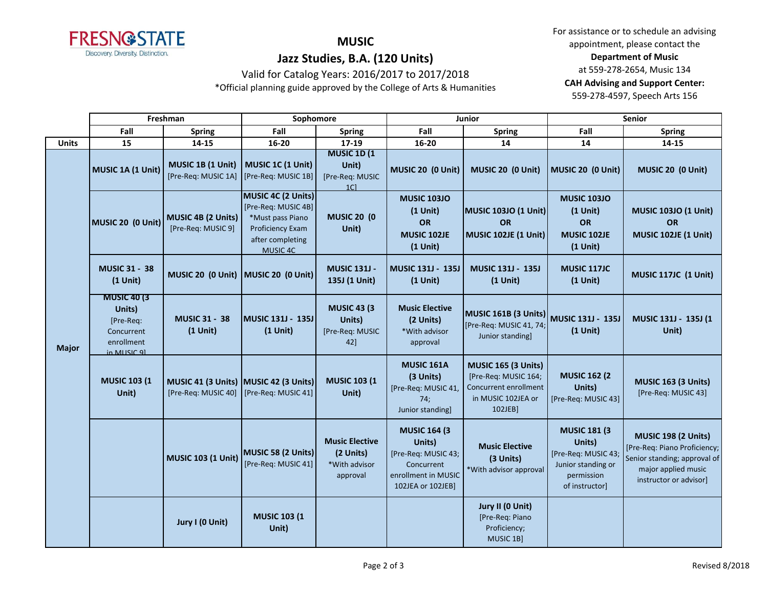# MUSIC

## Jazz Studies, B.A. (120 Units)

Valid for Catalog Years: 2016/2017 to 2017/2018

*Official planning guide approved by the College of Arts & Humanities

For assistance or to schedule an advising appointment, please contact the **Department of Music** at 559-278-2654, Music 134

**CAH Advising and Support Center:** 559-278-4597, Speech Arts 156

| | Freshman | | Sophomore | | Junior | | Senior | |
|---|---|---|---|---|---|---|---|---|
| | **Fall** | **Spring** | **Fall** | **Spring** | **Fall** | **Spring** | **Fall** | **Spring** |
| **Units** | **15** | **14-15** | **16-20** | **17-19** | **16-20** | **14** | **14** | **14-15** |
| **Major** | **MUSIC 1A (1 Unit)** | **MUSIC 1B (1 Unit)** [Pre-Req: MUSIC 1A] | **MUSIC 1C (1 Unit)** [Pre-Req: MUSIC 1B] | **MUSIC 1D (1 Unit)** [Pre-Req: MUSIC 1C] | **MUSIC 20 (0 Unit)** | **MUSIC 20 (0 Unit)** | **MUSIC 20 (0 Unit)** | **MUSIC 20 (0 Unit)** |
| | **MUSIC 20 (0 Unit)** | **MUSIC 4B (2 Units)** [Pre-Req: MUSIC 9] | **MUSIC 4C (2 Units)** [Pre-Req: MUSIC 4B] *Must pass Piano Proficiency Exam after completing MUSIC 4C | **MUSIC 20 (0 Unit)** | **MUSIC 103JO (1 Unit) OR MUSIC 102JE (1 Unit)** | **MUSIC 103JO (1 Unit) OR MUSIC 102JE (1 Unit)** | **MUSIC 103JO (1 Unit) OR MUSIC 102JE (1 Unit)** | **MUSIC 103JO (1 Unit) OR MUSIC 102JE (1 Unit)** |
| | **MUSIC 31 - 38 (1 Unit)** | **MUSIC 20 (0 Unit)** | **MUSIC 20 (0 Unit)** | **MUSIC 131J - 135J (1 Unit)** | **MUSIC 131J - 135J (1 Unit)** | **MUSIC 131J - 135J (1 Unit)** | **MUSIC 117JC (1 Unit)** | **MUSIC 117JC (1 Unit)** |
| | **MUSIC 40 (3 Units)** [Pre-Req: Concurrent enrollment in MUSIC 9] | **MUSIC 31 - 38 (1 Unit)** | **MUSIC 131J - 135J (1 Unit)** | **MUSIC 43 (3 Units)** [Pre-Req: MUSIC 42] | **Music Elective (2 Units)** *With advisor approval | **MUSIC 161B (3 Units)** [Pre-Req: MUSIC 41, 74; Junior standing] | **MUSIC 131J - 135J (1 Unit)** | **MUSIC 131J - 135J (1 Unit)** |
| | **MUSIC 103 (1 Unit)** | **MUSIC 41 (3 Units)** [Pre-Req: MUSIC 40] | **MUSIC 42 (3 Units)** [Pre-Req: MUSIC 41] | **MUSIC 103 (1 Unit)** | **MUSIC 161A (3 Units)** [Pre-Req: MUSIC 41, 74; Junior standing] | **MUSIC 165 (3 Units)** [Pre-Req: MUSIC 164; Concurrent enrollment in MUSIC 102JEA or 102JEB] | **MUSIC 162 (2 Units)** [Pre-Req: MUSIC 43] | **MUSIC 163 (3 Units)** [Pre-Req: MUSIC 43] |
| | | **MUSIC 103 (1 Unit)** | **MUSIC 58 (2 Units)** [Pre-Req: MUSIC 41] | **Music Elective (2 Units)** *With advisor approval | **MUSIC 164 (3 Units)** [Pre-Req: MUSIC 43; Concurrent enrollment in MUSIC 102JEA or 102JEB] | **Music Elective (3 Units)** *With advisor approval | **MUSIC 181 (3 Units)** [Pre-Req: MUSIC 43; Junior standing or permission of instructor] | **MUSIC 198 (2 Units)** [Pre-Req: Piano Proficiency; Senior standing; approval of major applied music instructor or advisor] |
| | | **Jury I (0 Unit)** | **MUSIC 103 (1 Unit)** | | | **Jury II (0 Unit)** [Pre-Req: Piano Proficiency; MUSIC 1B] | | |

Revised 8/2018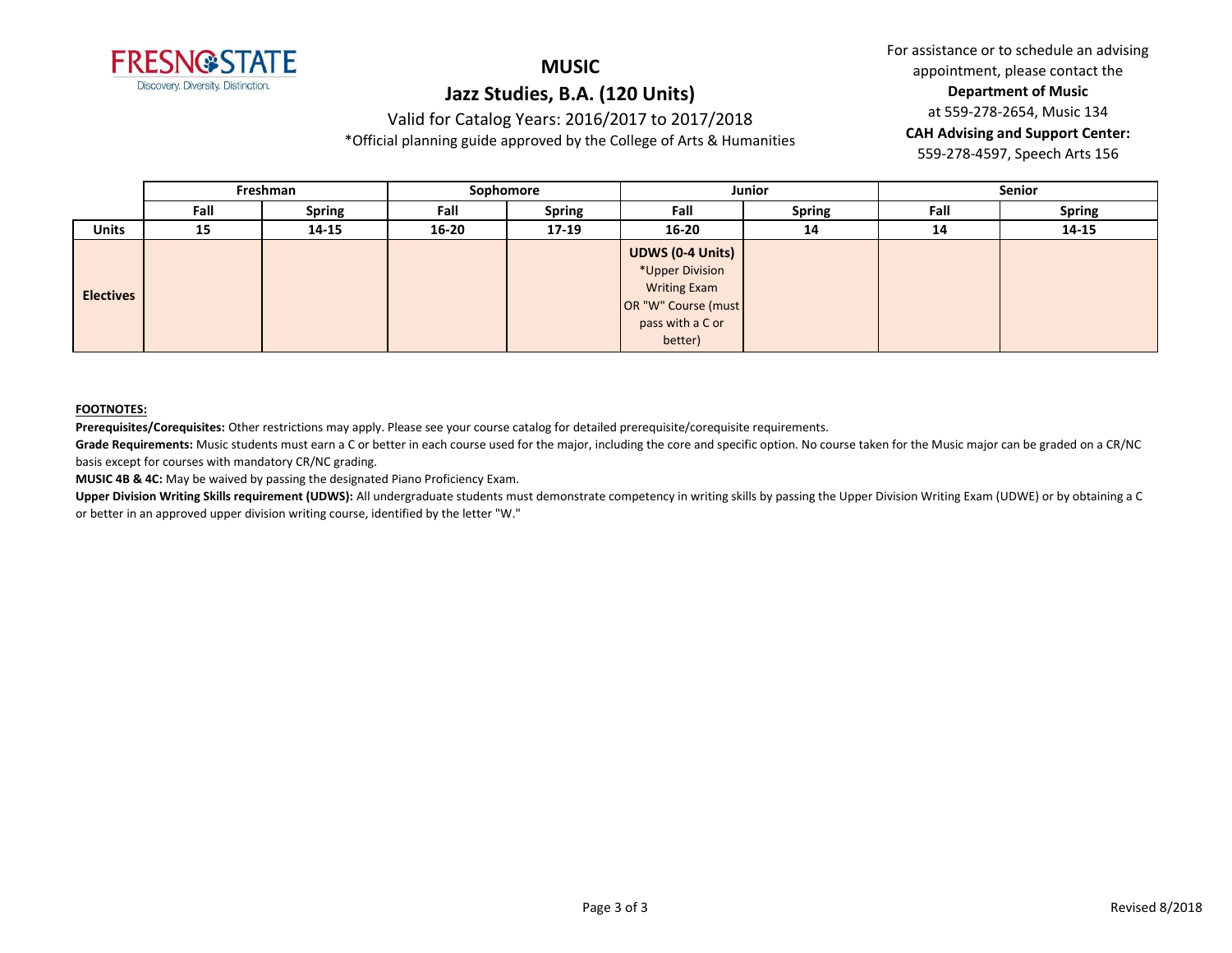# MUSIC

## Jazz Studies, B.A. (120 Units)

Valid for Catalog Years: 2016/2017 to 2017/2018

*Official planning guide approved by the College of Arts & Humanities

For assistance or to schedule an advising appointment, please contact the **Department of Music** at 559-278-2654, Music 134

**CAH Advising and Support Center:** 559-278-4597, Speech Arts 156

| | Freshman | | Sophomore | | Junior | | Senior | |
|---|---|---|---|---|---|---|---|---|
| | **Fall** | **Spring** | **Fall** | **Spring** | **Fall** | **Spring** | **Fall** | **Spring** |
| **Units** | **15** | **14-15** | **16-20** | **17-19** | **16-20** | **14** | **14** | **14-15** |
| **Electives** | | | | | **UDWS (0-4 Units)** *Upper Division Writing Exam OR "W" Course (must pass with a C or better) | | | |

**FOOTNOTES:**

**Prerequisites/Corequisites:** Other restrictions may apply. Please see your course catalog for detailed prerequisite/corequisite requirements.

**Grade Requirements:** Music students must earn a C or better in each course used for the major, including the core and specific option. No course taken for the Music major can be graded on a CR/NC basis except for courses with mandatory CR/NC grading.

**MUSIC 4B & 4C:** May be waived by passing the designated Piano Proficiency Exam.

**Upper Division Writing Skills requirement (UDWS):** All undergraduate students must demonstrate competency in writing skills by passing the Upper Division Writing Exam (UDWE) or by obtaining a C or better in an approved upper division writing course, identified by the letter "W."

Revised 8/2018